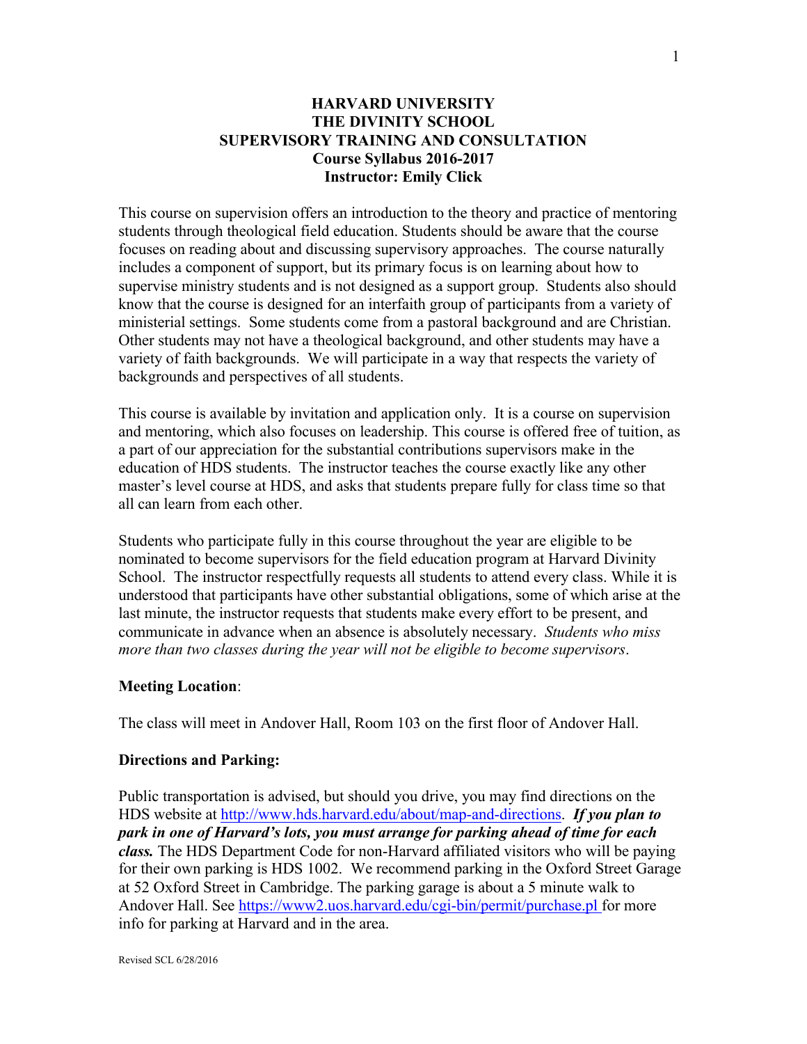# HARVARD UNIVERSITY
# THE DIVINITY SCHOOL
# SUPERVISORY TRAINING AND CONSULTATION
## Course Syllabus 2016-2017
## Instructor: Emily Click

This course on supervision offers an introduction to the theory and practice of mentoring students through theological field education. Students should be aware that the course focuses on reading about and discussing supervisory approaches. The course naturally includes a component of support, but its primary focus is on learning about how to supervise ministry students and is not designed as a support group. Students also should know that the course is designed for an interfaith group of participants from a variety of ministerial settings. Some students come from a pastoral background and are Christian. Other students may not have a theological background, and other students may have a variety of faith backgrounds. We will participate in a way that respects the variety of backgrounds and perspectives of all students.

This course is available by invitation and application only. It is a course on supervision and mentoring, which also focuses on leadership. This course is offered free of tuition, as a part of our appreciation for the substantial contributions supervisors make in the education of HDS students. The instructor teaches the course exactly like any other master's level course at HDS, and asks that students prepare fully for class time so that all can learn from each other.

Students who participate fully in this course throughout the year are eligible to be nominated to become supervisors for the field education program at Harvard Divinity School. The instructor respectfully requests all students to attend every class. While it is understood that participants have other substantial obligations, some of which arise at the last minute, the instructor requests that students make every effort to be present, and communicate in advance when an absence is absolutely necessary. *Students who miss more than two classes during the year will not be eligible to become supervisors*.

**Meeting Location**:

The class will meet in Andover Hall, Room 103 on the first floor of Andover Hall.

**Directions and Parking:**

Public transportation is advised, but should you drive, you may find directions on the HDS website at http://www.hds.harvard.edu/about/map-and-directions. ***If you plan to park in one of Harvard's lots, you must arrange for parking ahead of time for each class.*** The HDS Department Code for non-Harvard affiliated visitors who will be paying for their own parking is HDS 1002. We recommend parking in the Oxford Street Garage at 52 Oxford Street in Cambridge. The parking garage is about a 5 minute walk to Andover Hall. See https://www2.uos.harvard.edu/cgi-bin/permit/purchase.pl for more info for parking at Harvard and in the area.

Revised SCL 6/28/2016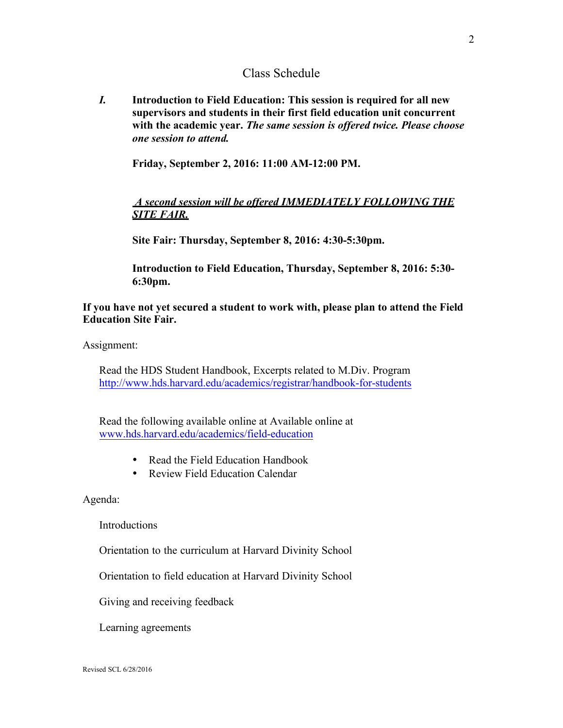## Class Schedule

***I.*** **Introduction to Field Education: This session is required for all new supervisors and students in their first field education unit concurrent with the academic year.** ***The same session is offered twice. Please choose one session to attend.***

**Friday, September 2, 2016: 11:00 AM-12:00 PM.**

***A second session will be offered IMMEDIATELY FOLLOWING THE SITE FAIR.***

**Site Fair: Thursday, September 8, 2016: 4:30-5:30pm.**

**Introduction to Field Education, Thursday, September 8, 2016: 5:30-6:30pm.**

**If you have not yet secured a student to work with, please plan to attend the Field Education Site Fair.**

Assignment:

Read the HDS Student Handbook, Excerpts related to M.Div. Program
http://www.hds.harvard.edu/academics/registrar/handbook-for-students

Read the following available online at Available online at
www.hds.harvard.edu/academics/field-education

- Read the Field Education Handbook
- Review Field Education Calendar

Agenda:

Introductions

Orientation to the curriculum at Harvard Divinity School

Orientation to field education at Harvard Divinity School

Giving and receiving feedback

Learning agreements

Revised SCL 6/28/2016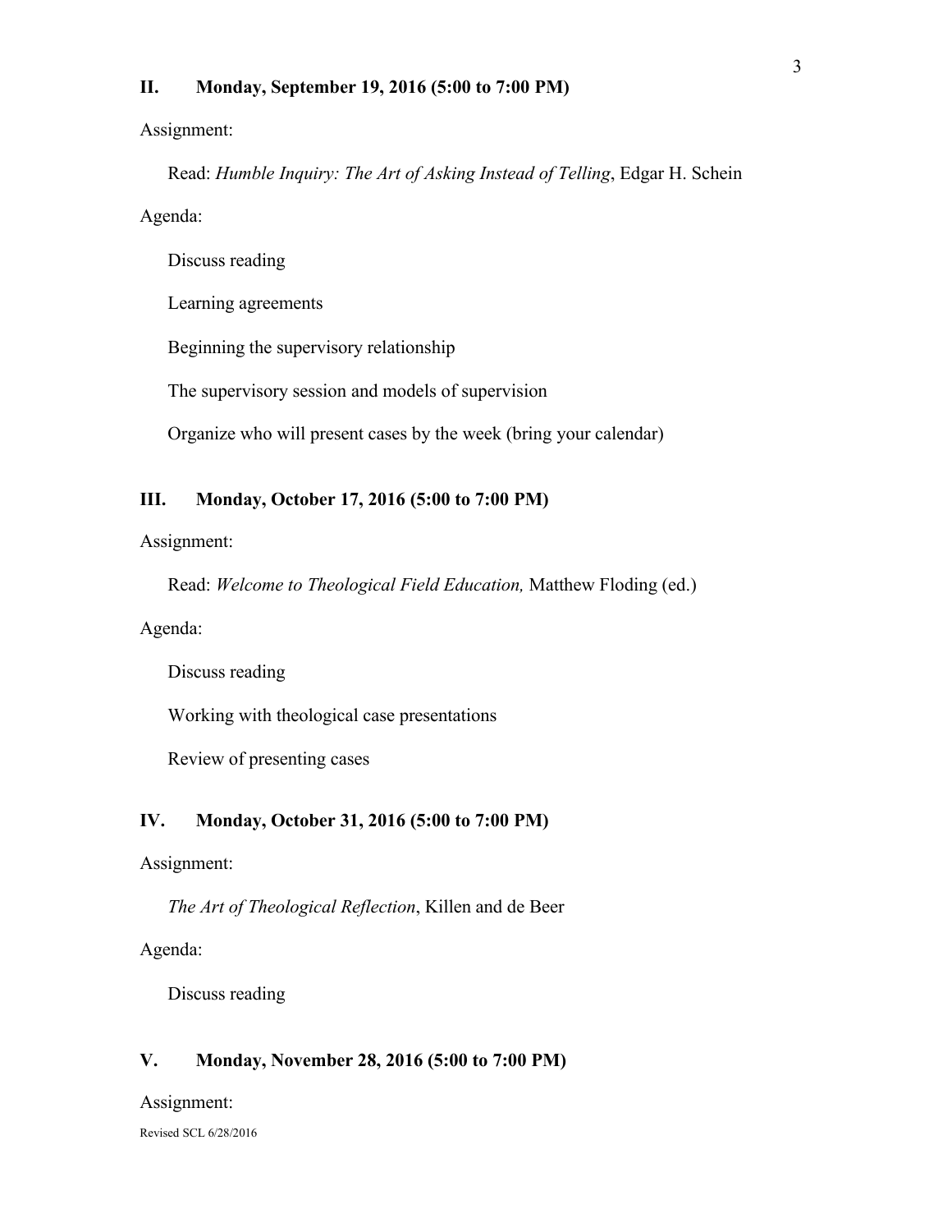### II. Monday, September 19, 2016 (5:00 to 7:00 PM)

Assignment:

Read: *Humble Inquiry: The Art of Asking Instead of Telling*, Edgar H. Schein

Agenda:

Discuss reading

Learning agreements

Beginning the supervisory relationship

The supervisory session and models of supervision

Organize who will present cases by the week (bring your calendar)

### III. Monday, October 17, 2016 (5:00 to 7:00 PM)

Assignment:

Read: *Welcome to Theological Field Education,* Matthew Floding (ed.)

Agenda:

Discuss reading

Working with theological case presentations

Review of presenting cases

### IV. Monday, October 31, 2016 (5:00 to 7:00 PM)

Assignment:

*The Art of Theological Reflection*, Killen and de Beer

Agenda:

Discuss reading

### V. Monday, November 28, 2016 (5:00 to 7:00 PM)

Assignment:

Revised SCL 6/28/2016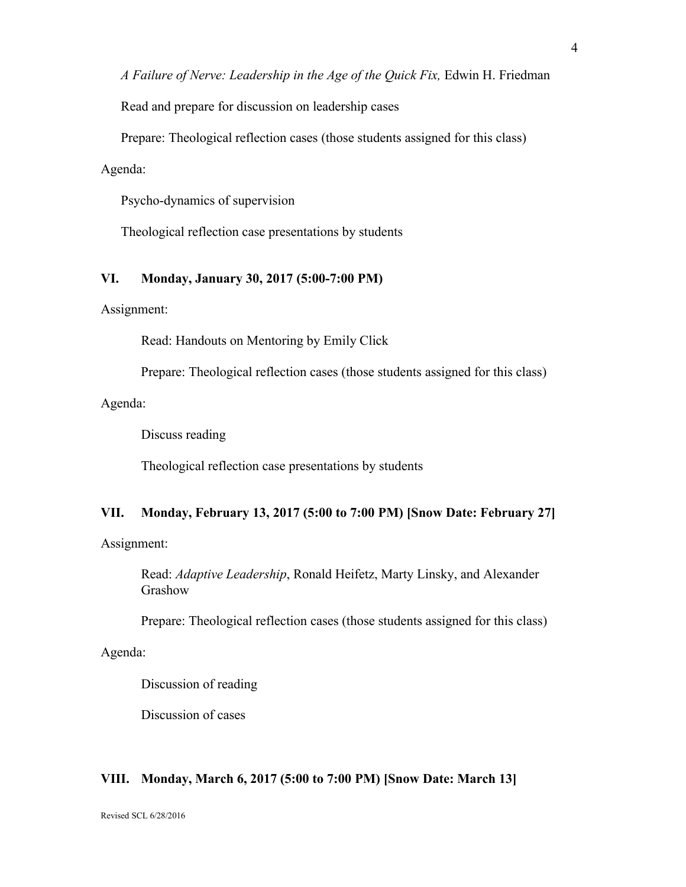*A Failure of Nerve: Leadership in the Age of the Quick Fix,* Edwin H. Friedman

Read and prepare for discussion on leadership cases

Prepare: Theological reflection cases (those students assigned for this class)

Agenda:

Psycho-dynamics of supervision

Theological reflection case presentations by students

### VI. Monday, January 30, 2017 (5:00-7:00 PM)

Assignment:

Read: Handouts on Mentoring by Emily Click

Prepare: Theological reflection cases (those students assigned for this class)

Agenda:

Discuss reading

Theological reflection case presentations by students

### VII. Monday, February 13, 2017 (5:00 to 7:00 PM) [Snow Date: February 27]

Assignment:

Read: *Adaptive Leadership*, Ronald Heifetz, Marty Linsky, and Alexander Grashow

Prepare: Theological reflection cases (those students assigned for this class)

Agenda:

Discussion of reading

Discussion of cases

### VIII. Monday, March 6, 2017 (5:00 to 7:00 PM) [Snow Date: March 13]

Revised SCL 6/28/2016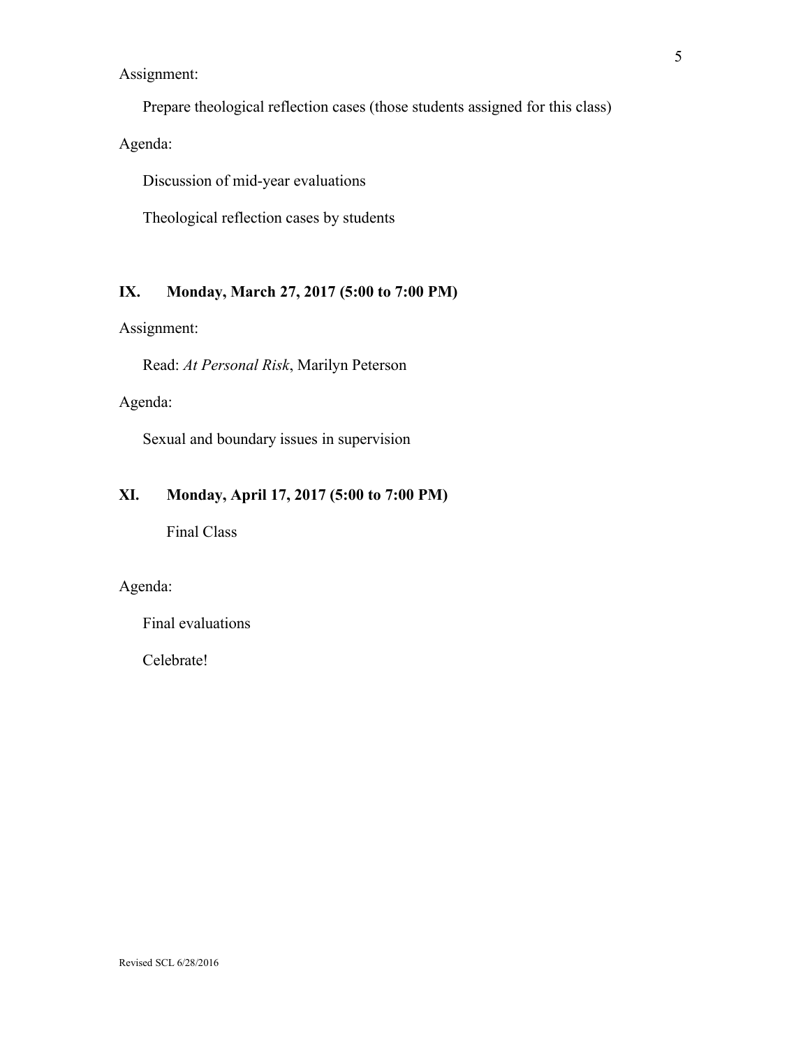Assignment:

Prepare theological reflection cases (those students assigned for this class)

Agenda:

Discussion of mid-year evaluations

Theological reflection cases by students

## IX. Monday, March 27, 2017 (5:00 to 7:00 PM)

Assignment:

Read: *At Personal Risk*, Marilyn Peterson

Agenda:

Sexual and boundary issues in supervision

## XI. Monday, April 17, 2017 (5:00 to 7:00 PM)

Final Class

Agenda:

Final evaluations

Celebrate!

Revised SCL 6/28/2016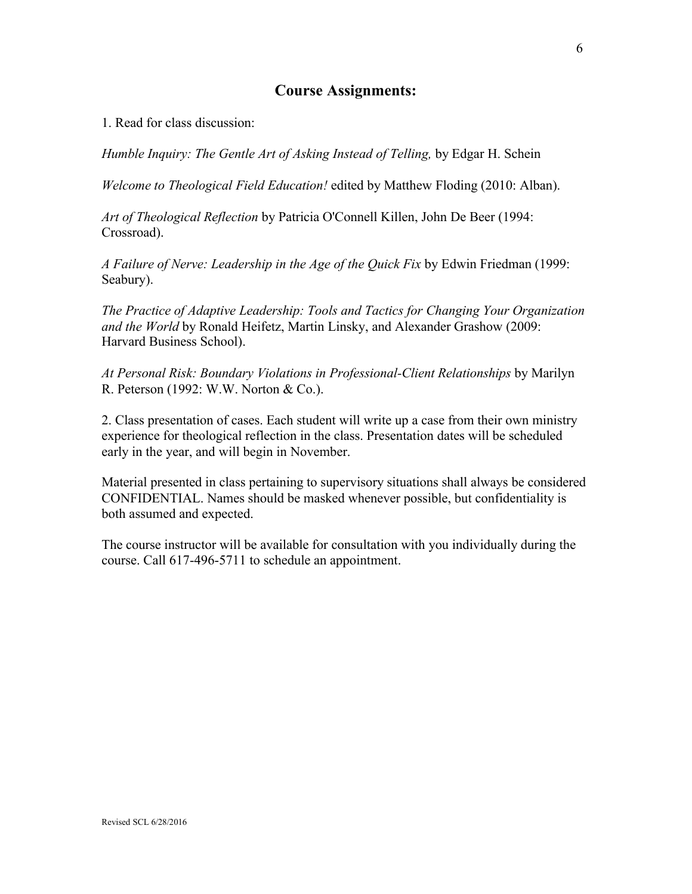## Course Assignments:

1. Read for class discussion:

*Humble Inquiry: The Gentle Art of Asking Instead of Telling,* by Edgar H. Schein

*Welcome to Theological Field Education!* edited by Matthew Floding (2010: Alban).

*Art of Theological Reflection* by Patricia O'Connell Killen, John De Beer (1994: Crossroad).

*A Failure of Nerve: Leadership in the Age of the Quick Fix* by Edwin Friedman (1999: Seabury).

*The Practice of Adaptive Leadership: Tools and Tactics for Changing Your Organization and the World* by Ronald Heifetz, Martin Linsky, and Alexander Grashow (2009: Harvard Business School).

*At Personal Risk: Boundary Violations in Professional-Client Relationships* by Marilyn R. Peterson (1992: W.W. Norton & Co.).

2. Class presentation of cases. Each student will write up a case from their own ministry experience for theological reflection in the class. Presentation dates will be scheduled early in the year, and will begin in November.

Material presented in class pertaining to supervisory situations shall always be considered CONFIDENTIAL. Names should be masked whenever possible, but confidentiality is both assumed and expected.

The course instructor will be available for consultation with you individually during the course. Call 617-496-5711 to schedule an appointment.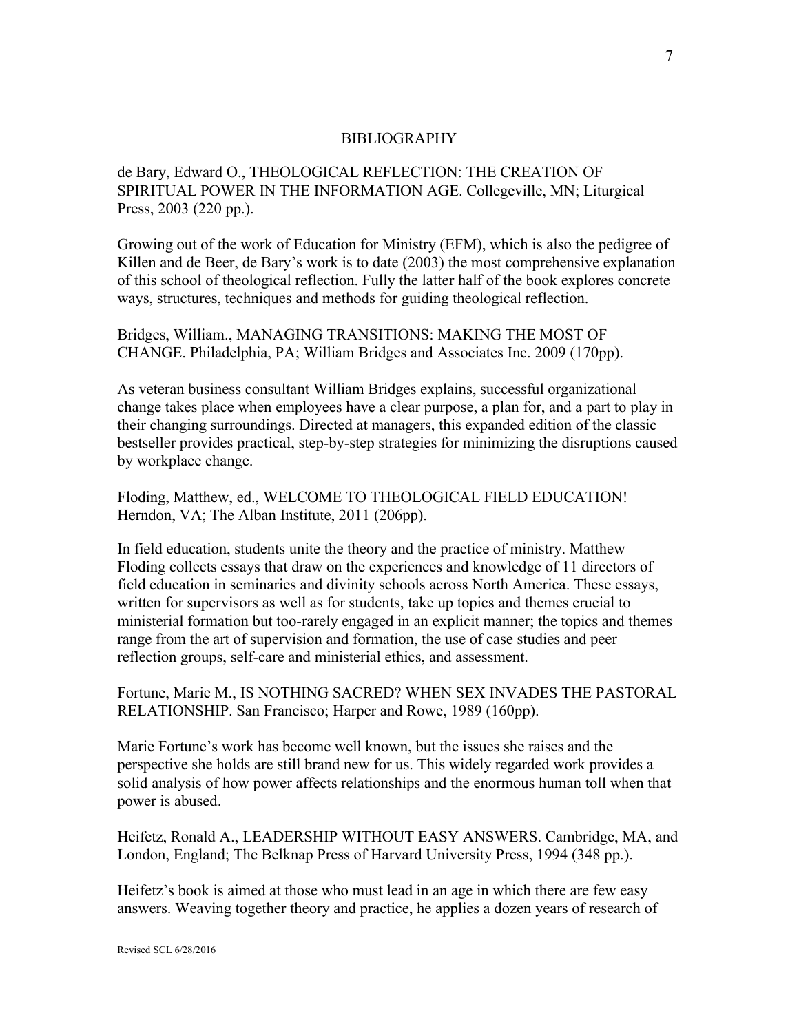## BIBLIOGRAPHY

de Bary, Edward O., THEOLOGICAL REFLECTION: THE CREATION OF SPIRITUAL POWER IN THE INFORMATION AGE. Collegeville, MN; Liturgical Press, 2003 (220 pp.).

Growing out of the work of Education for Ministry (EFM), which is also the pedigree of Killen and de Beer, de Bary's work is to date (2003) the most comprehensive explanation of this school of theological reflection. Fully the latter half of the book explores concrete ways, structures, techniques and methods for guiding theological reflection.

Bridges, William., MANAGING TRANSITIONS: MAKING THE MOST OF CHANGE. Philadelphia, PA; William Bridges and Associates Inc. 2009 (170pp).

As veteran business consultant William Bridges explains, successful organizational change takes place when employees have a clear purpose, a plan for, and a part to play in their changing surroundings. Directed at managers, this expanded edition of the classic bestseller provides practical, step-by-step strategies for minimizing the disruptions caused by workplace change.

Floding, Matthew, ed., WELCOME TO THEOLOGICAL FIELD EDUCATION! Herndon, VA; The Alban Institute, 2011 (206pp).

In field education, students unite the theory and the practice of ministry. Matthew Floding collects essays that draw on the experiences and knowledge of 11 directors of field education in seminaries and divinity schools across North America. These essays, written for supervisors as well as for students, take up topics and themes crucial to ministerial formation but too-rarely engaged in an explicit manner; the topics and themes range from the art of supervision and formation, the use of case studies and peer reflection groups, self-care and ministerial ethics, and assessment.

Fortune, Marie M., IS NOTHING SACRED? WHEN SEX INVADES THE PASTORAL RELATIONSHIP. San Francisco; Harper and Rowe, 1989 (160pp).

Marie Fortune's work has become well known, but the issues she raises and the perspective she holds are still brand new for us. This widely regarded work provides a solid analysis of how power affects relationships and the enormous human toll when that power is abused.

Heifetz, Ronald A., LEADERSHIP WITHOUT EASY ANSWERS. Cambridge, MA, and London, England; The Belknap Press of Harvard University Press, 1994 (348 pp.).

Heifetz's book is aimed at those who must lead in an age in which there are few easy answers. Weaving together theory and practice, he applies a dozen years of research of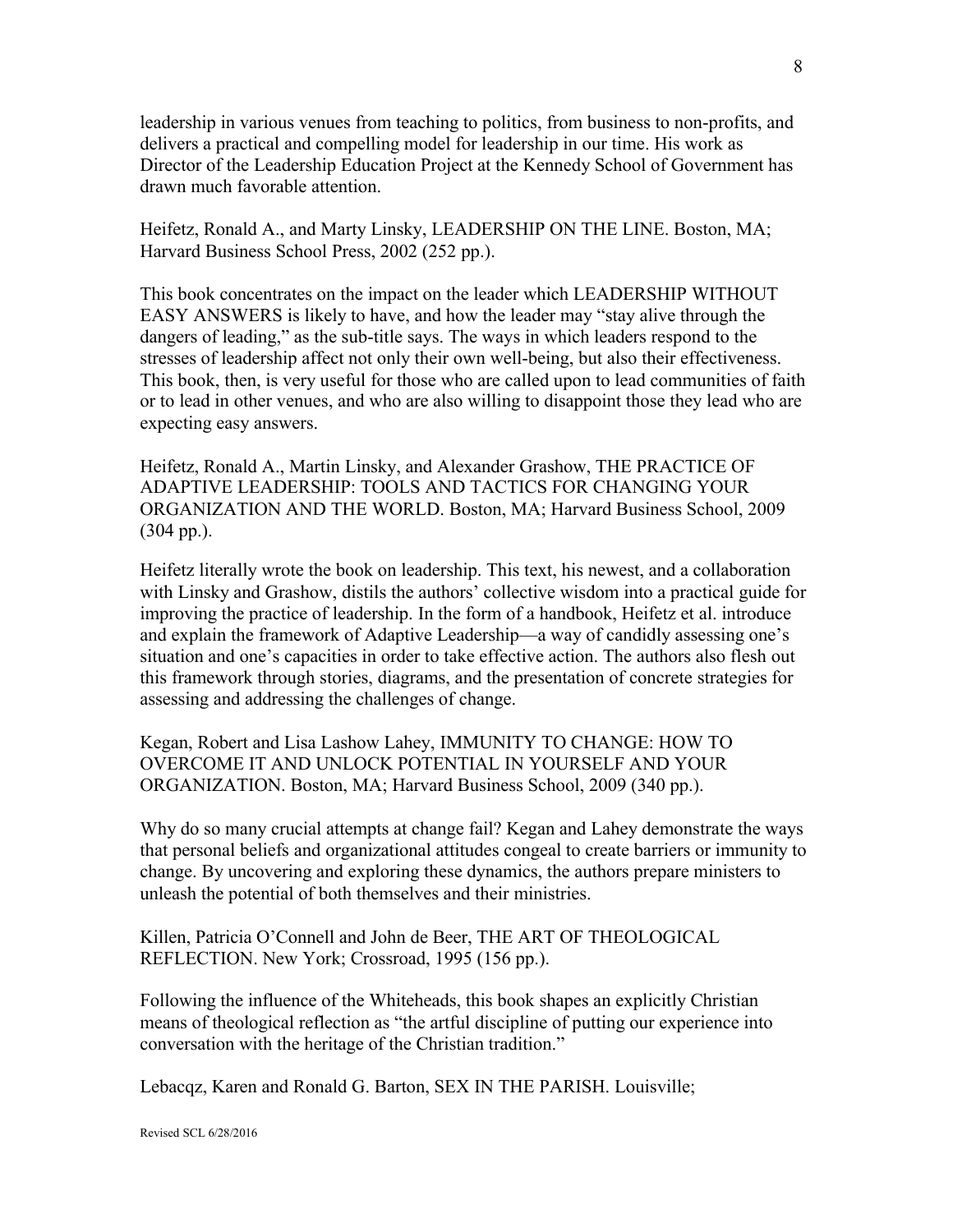leadership in various venues from teaching to politics, from business to non-profits, and delivers a practical and compelling model for leadership in our time. His work as Director of the Leadership Education Project at the Kennedy School of Government has drawn much favorable attention.

Heifetz, Ronald A., and Marty Linsky, LEADERSHIP ON THE LINE. Boston, MA; Harvard Business School Press, 2002 (252 pp.).

This book concentrates on the impact on the leader which LEADERSHIP WITHOUT EASY ANSWERS is likely to have, and how the leader may "stay alive through the dangers of leading," as the sub-title says. The ways in which leaders respond to the stresses of leadership affect not only their own well-being, but also their effectiveness. This book, then, is very useful for those who are called upon to lead communities of faith or to lead in other venues, and who are also willing to disappoint those they lead who are expecting easy answers.

Heifetz, Ronald A., Martin Linsky, and Alexander Grashow, THE PRACTICE OF ADAPTIVE LEADERSHIP: TOOLS AND TACTICS FOR CHANGING YOUR ORGANIZATION AND THE WORLD. Boston, MA; Harvard Business School, 2009 (304 pp.).

Heifetz literally wrote the book on leadership. This text, his newest, and a collaboration with Linsky and Grashow, distils the authors' collective wisdom into a practical guide for improving the practice of leadership. In the form of a handbook, Heifetz et al. introduce and explain the framework of Adaptive Leadership—a way of candidly assessing one's situation and one's capacities in order to take effective action. The authors also flesh out this framework through stories, diagrams, and the presentation of concrete strategies for assessing and addressing the challenges of change.

Kegan, Robert and Lisa Lashow Lahey, IMMUNITY TO CHANGE: HOW TO OVERCOME IT AND UNLOCK POTENTIAL IN YOURSELF AND YOUR ORGANIZATION. Boston, MA; Harvard Business School, 2009 (340 pp.).

Why do so many crucial attempts at change fail? Kegan and Lahey demonstrate the ways that personal beliefs and organizational attitudes congeal to create barriers or immunity to change. By uncovering and exploring these dynamics, the authors prepare ministers to unleash the potential of both themselves and their ministries.

Killen, Patricia O'Connell and John de Beer, THE ART OF THEOLOGICAL REFLECTION. New York; Crossroad, 1995 (156 pp.).

Following the influence of the Whiteheads, this book shapes an explicitly Christian means of theological reflection as "the artful discipline of putting our experience into conversation with the heritage of the Christian tradition."

Lebacqz, Karen and Ronald G. Barton, SEX IN THE PARISH. Louisville;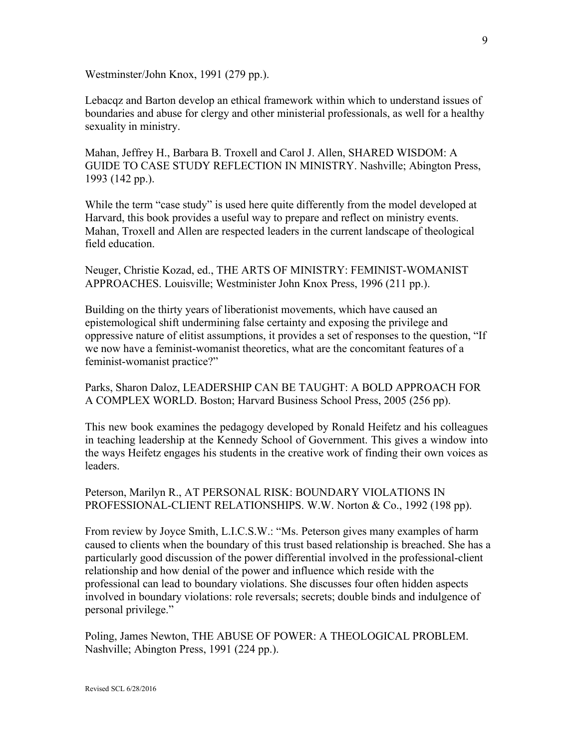Westminster/John Knox, 1991 (279 pp.).

Lebacqz and Barton develop an ethical framework within which to understand issues of boundaries and abuse for clergy and other ministerial professionals, as well for a healthy sexuality in ministry.

Mahan, Jeffrey H., Barbara B. Troxell and Carol J. Allen, SHARED WISDOM: A GUIDE TO CASE STUDY REFLECTION IN MINISTRY. Nashville; Abington Press, 1993 (142 pp.).

While the term "case study" is used here quite differently from the model developed at Harvard, this book provides a useful way to prepare and reflect on ministry events. Mahan, Troxell and Allen are respected leaders in the current landscape of theological field education.

Neuger, Christie Kozad, ed., THE ARTS OF MINISTRY: FEMINIST-WOMANIST APPROACHES. Louisville; Westminister John Knox Press, 1996 (211 pp.).

Building on the thirty years of liberationist movements, which have caused an epistemological shift undermining false certainty and exposing the privilege and oppressive nature of elitist assumptions, it provides a set of responses to the question, "If we now have a feminist-womanist theoretics, what are the concomitant features of a feminist-womanist practice?"

Parks, Sharon Daloz, LEADERSHIP CAN BE TAUGHT: A BOLD APPROACH FOR A COMPLEX WORLD. Boston; Harvard Business School Press, 2005 (256 pp).

This new book examines the pedagogy developed by Ronald Heifetz and his colleagues in teaching leadership at the Kennedy School of Government. This gives a window into the ways Heifetz engages his students in the creative work of finding their own voices as leaders.

Peterson, Marilyn R., AT PERSONAL RISK: BOUNDARY VIOLATIONS IN PROFESSIONAL-CLIENT RELATIONSHIPS. W.W. Norton & Co., 1992 (198 pp).

From review by Joyce Smith, L.I.C.S.W.: "Ms. Peterson gives many examples of harm caused to clients when the boundary of this trust based relationship is breached. She has a particularly good discussion of the power differential involved in the professional-client relationship and how denial of the power and influence which reside with the professional can lead to boundary violations. She discusses four often hidden aspects involved in boundary violations: role reversals; secrets; double binds and indulgence of personal privilege."

Poling, James Newton, THE ABUSE OF POWER: A THEOLOGICAL PROBLEM. Nashville; Abington Press, 1991 (224 pp.).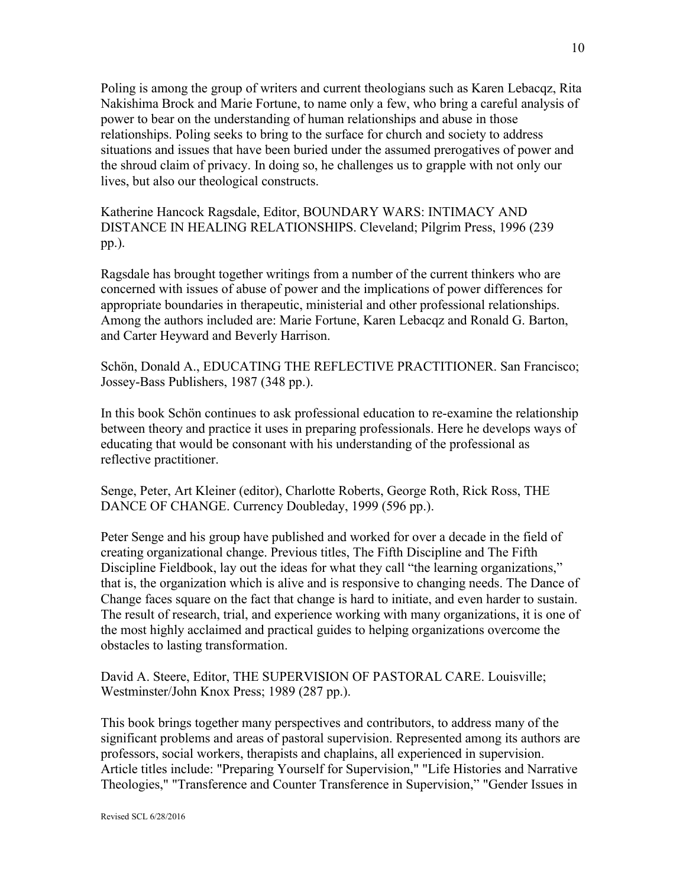Poling is among the group of writers and current theologians such as Karen Lebacqz, Rita Nakishima Brock and Marie Fortune, to name only a few, who bring a careful analysis of power to bear on the understanding of human relationships and abuse in those relationships. Poling seeks to bring to the surface for church and society to address situations and issues that have been buried under the assumed prerogatives of power and the shroud claim of privacy. In doing so, he challenges us to grapple with not only our lives, but also our theological constructs.

Katherine Hancock Ragsdale, Editor, BOUNDARY WARS: INTIMACY AND DISTANCE IN HEALING RELATIONSHIPS. Cleveland; Pilgrim Press, 1996 (239 pp.).

Ragsdale has brought together writings from a number of the current thinkers who are concerned with issues of abuse of power and the implications of power differences for appropriate boundaries in therapeutic, ministerial and other professional relationships. Among the authors included are: Marie Fortune, Karen Lebacqz and Ronald G. Barton, and Carter Heyward and Beverly Harrison.

Schön, Donald A., EDUCATING THE REFLECTIVE PRACTITIONER. San Francisco; Jossey-Bass Publishers, 1987 (348 pp.).

In this book Schön continues to ask professional education to re-examine the relationship between theory and practice it uses in preparing professionals. Here he develops ways of educating that would be consonant with his understanding of the professional as reflective practitioner.

Senge, Peter, Art Kleiner (editor), Charlotte Roberts, George Roth, Rick Ross, THE DANCE OF CHANGE. Currency Doubleday, 1999 (596 pp.).

Peter Senge and his group have published and worked for over a decade in the field of creating organizational change. Previous titles, The Fifth Discipline and The Fifth Discipline Fieldbook, lay out the ideas for what they call "the learning organizations," that is, the organization which is alive and is responsive to changing needs. The Dance of Change faces square on the fact that change is hard to initiate, and even harder to sustain. The result of research, trial, and experience working with many organizations, it is one of the most highly acclaimed and practical guides to helping organizations overcome the obstacles to lasting transformation.

David A. Steere, Editor, THE SUPERVISION OF PASTORAL CARE. Louisville; Westminster/John Knox Press; 1989 (287 pp.).

This book brings together many perspectives and contributors, to address many of the significant problems and areas of pastoral supervision. Represented among its authors are professors, social workers, therapists and chaplains, all experienced in supervision. Article titles include: "Preparing Yourself for Supervision," "Life Histories and Narrative Theologies," "Transference and Counter Transference in Supervision," "Gender Issues in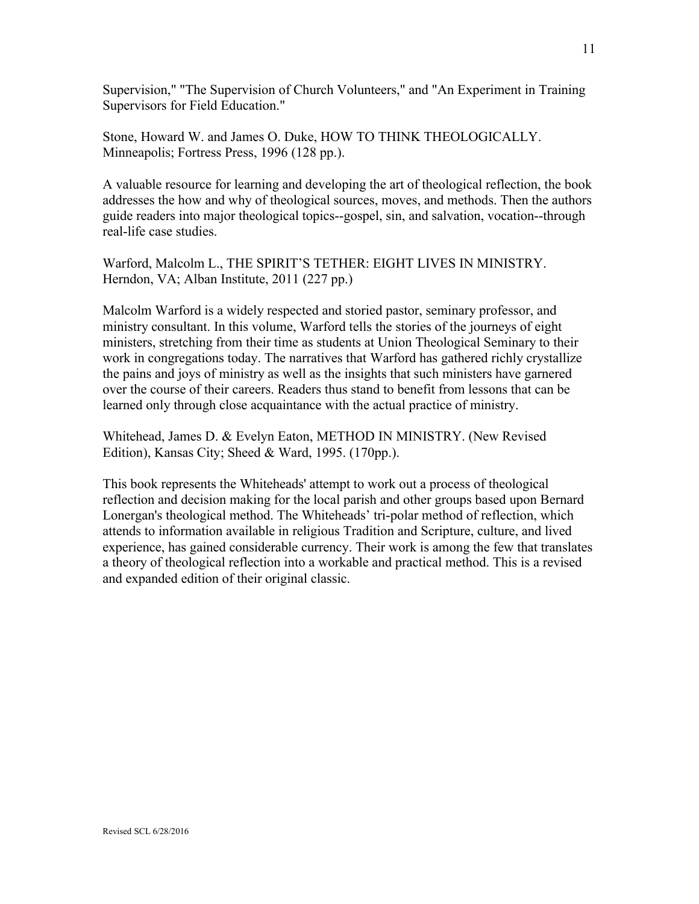Supervision," "The Supervision of Church Volunteers," and "An Experiment in Training Supervisors for Field Education."

Stone, Howard W. and James O. Duke, HOW TO THINK THEOLOGICALLY. Minneapolis; Fortress Press, 1996 (128 pp.).

A valuable resource for learning and developing the art of theological reflection, the book addresses the how and why of theological sources, moves, and methods. Then the authors guide readers into major theological topics--gospel, sin, and salvation, vocation--through real-life case studies.

Warford, Malcolm L., THE SPIRIT'S TETHER: EIGHT LIVES IN MINISTRY. Herndon, VA; Alban Institute, 2011 (227 pp.)

Malcolm Warford is a widely respected and storied pastor, seminary professor, and ministry consultant. In this volume, Warford tells the stories of the journeys of eight ministers, stretching from their time as students at Union Theological Seminary to their work in congregations today. The narratives that Warford has gathered richly crystallize the pains and joys of ministry as well as the insights that such ministers have garnered over the course of their careers. Readers thus stand to benefit from lessons that can be learned only through close acquaintance with the actual practice of ministry.

Whitehead, James D. & Evelyn Eaton, METHOD IN MINISTRY. (New Revised Edition), Kansas City; Sheed & Ward, 1995. (170pp.).

This book represents the Whiteheads' attempt to work out a process of theological reflection and decision making for the local parish and other groups based upon Bernard Lonergan's theological method. The Whiteheads' tri-polar method of reflection, which attends to information available in religious Tradition and Scripture, culture, and lived experience, has gained considerable currency. Their work is among the few that translates a theory of theological reflection into a workable and practical method. This is a revised and expanded edition of their original classic.